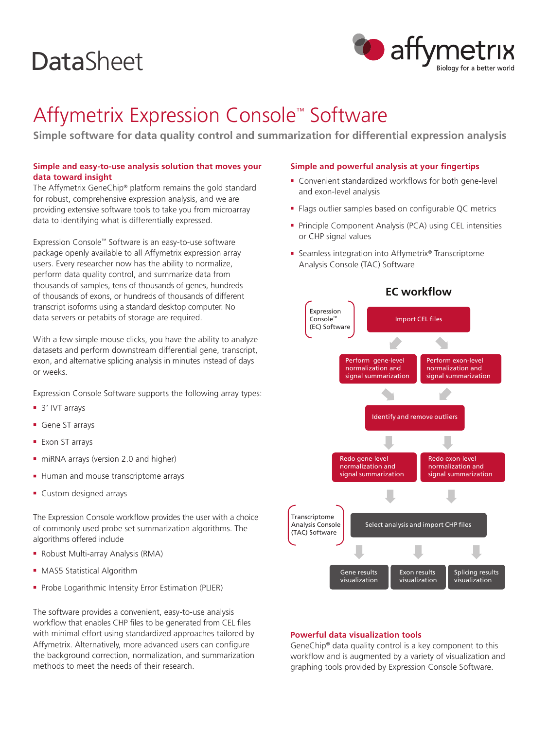DataSheet

# Affymetrix Expression Console™ Software

**Simple software for data quality control and summarization for differential expression analysis**

### Simple and easy-to-use analysis solution that moves your data toward insight

The Affymetrix GeneChip® platform remains the gold standard for robust, comprehensive expression analysis, and we are providing extensive software tools to take you from microarray data to identifying what is differentially expressed.

Expression Console™ Software is an easy-to-use software package openly available to all Affymetrix expression array users. Every researcher now has the ability to normalize, perform data quality control, and summarize data from thousands of samples, tens of thousands of genes, hundreds of thousands of exons, or hundreds of thousands of different transcript isoforms using a standard desktop computer. No data servers or petabits of storage are required.

With a few simple mouse clicks, you have the ability to analyze datasets and perform downstream differential gene, transcript, exon, and alternative splicing analysis in minutes instead of days or weeks.

Expression Console Software supports the following array types:

- 3′ IVT arrays
- Gene ST arrays
- Exon ST arrays
- miRNA arrays (version 2.0 and higher)
- Human and mouse transcriptome arrays
- Custom designed arrays

The Expression Console workflow provides the user with a choice of commonly used probe set summarization algorithms. The algorithms offered include

- Robust Multi-array Analysis (RMA)
- MAS5 Statistical Algorithm
- Probe Logarithmic Intensity Error Estimation (PLIER)

The software provides a convenient, easy-to-use analysis workflow that enables CHP files to be generated from CEL files with minimal effort using standardized approaches tailored by Affymetrix. Alternatively, more advanced users can configure the background correction, normalization, and summarization methods to meet the needs of their research.

### Simple and powerful analysis at your fingertips

- Convenient standardized workflows for both gene-level and exon-level analysis
- Flags outlier samples based on configurable QC metrics
- Principle Component Analysis (PCA) using CEL intensities or CHP signal values
- Seamless integration into Affymetrix® Transcriptome Analysis Console (TAC) Software

**EC workflow**

Expression Console™ (EC) Software:

- Import CEL files
- Perform gene-level normalization and signal summarization / Perform exon-level normalization and signal summarization
- Identify and remove outliers
- Redo gene-level normalization and signal summarization / Redo exon-level normalization and signal summarization

Transcriptome Analysis Console (TAC) Software:

- Select analysis and import CHP files
- Gene results visualization / Exon results visualization / Splicing results visualization

### Powerful data visualization tools

GeneChip® data quality control is a key component to this workflow and is augmented by a variety of visualization and graphing tools provided by Expression Console Software.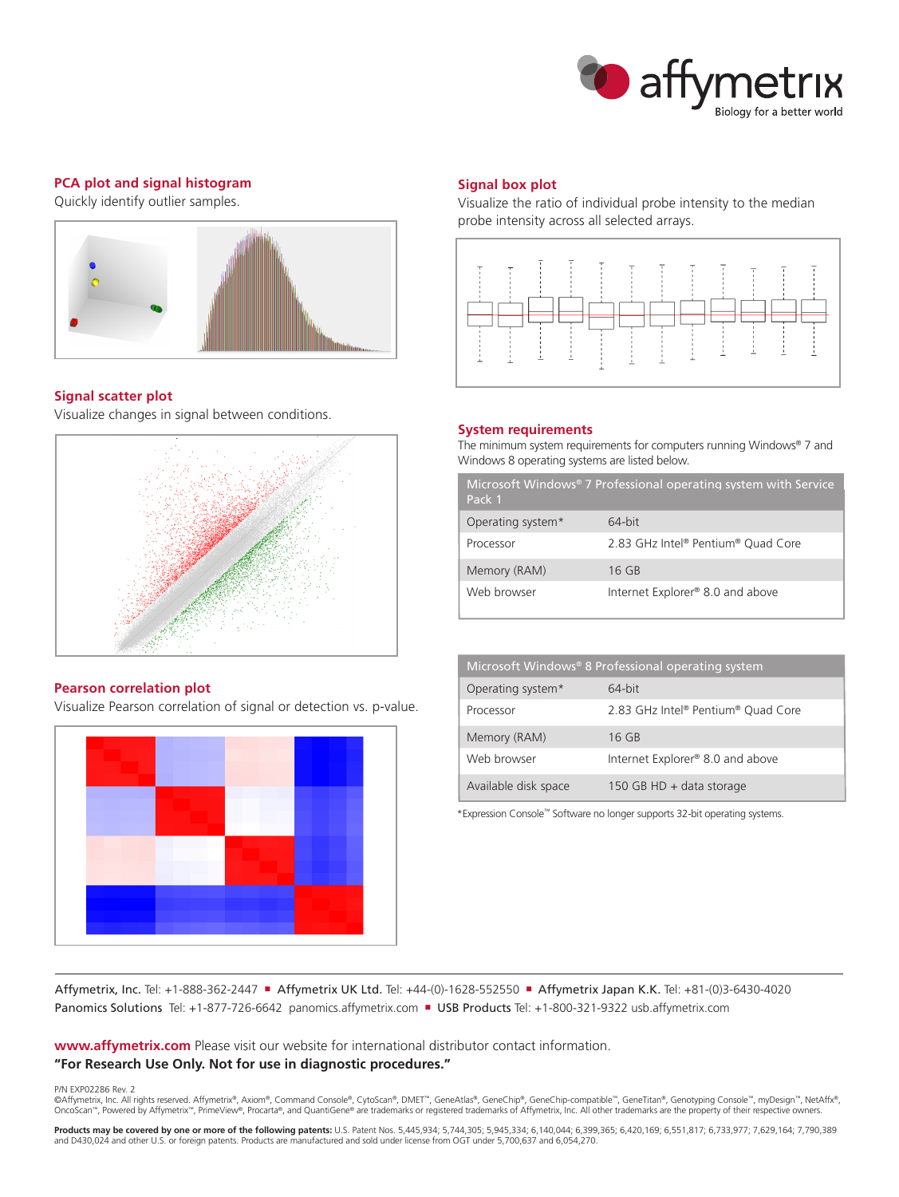## PCA plot and signal histogram

Quickly identify outlier samples.

## Signal scatter plot

Visualize changes in signal between conditions.

## Pearson correlation plot

Visualize Pearson correlation of signal or detection vs. p-value.

## Signal box plot

Visualize the ratio of individual probe intensity to the median probe intensity across all selected arrays.

## System requirements

The minimum system requirements for computers running Windows® 7 and Windows 8 operating systems are listed below.

| Microsoft Windows® 7 Professional operating system with Service Pack 1 | |
|---|---|
| Operating system* | 64-bit |
| Processor | 2.83 GHz Intel® Pentium® Quad Core |
| Memory (RAM) | 16 GB |
| Web browser | Internet Explorer® 8.0 and above |

| Microsoft Windows® 8 Professional operating system | |
|---|---|
| Operating system* | 64-bit |
| Processor | 2.83 GHz Intel® Pentium® Quad Core |
| Memory (RAM) | 16 GB |
| Web browser | Internet Explorer® 8.0 and above |
| Available disk space | 150 GB HD + data storage |

*Expression Console™ Software no longer supports 32-bit operating systems.

**Affymetrix, Inc.** Tel: +1-888-362-2447 ▪ **Affymetrix UK Ltd.** Tel: +44-(0)-1628-552550 ▪ **Affymetrix Japan K.K.** Tel: +81-(0)3-6430-4020
**Panomics Solutions** Tel: +1-877-726-6642 panomics.affymetrix.com ▪ **USB Products** Tel: +1-800-321-9322 usb.affymetrix.com

**www.affymetrix.com** Please visit our website for international distributor contact information.
**"For Research Use Only. Not for use in diagnostic procedures."**

P/N EXP02286 Rev. 2
©Affymetrix, Inc. All rights reserved. Affymetrix®, Axiom®, Command Console®, CytoScan®, DMET™, GeneAtlas®, GeneChip®, GeneChip-compatible™, GeneTitan®, Genotyping Console™, myDesign™, NetAffx®, OncoScan™, Powered by Affymetrix™, PrimeView®, Procarta®, and QuantiGene® are trademarks or registered trademarks of Affymetrix, Inc. All other trademarks are the property of their respective owners.

**Products may be covered by one or more of the following patents:** U.S. Patent Nos. 5,445,934; 5,744,305; 5,945,334; 6,140,044; 6,399,365; 6,420,169; 6,551,817; 6,733,977; 7,629,164; 7,790,389 and D430,024 and other U.S. or foreign patents. Products are manufactured and sold under license from OGT under 5,700,637 and 6,054,270.